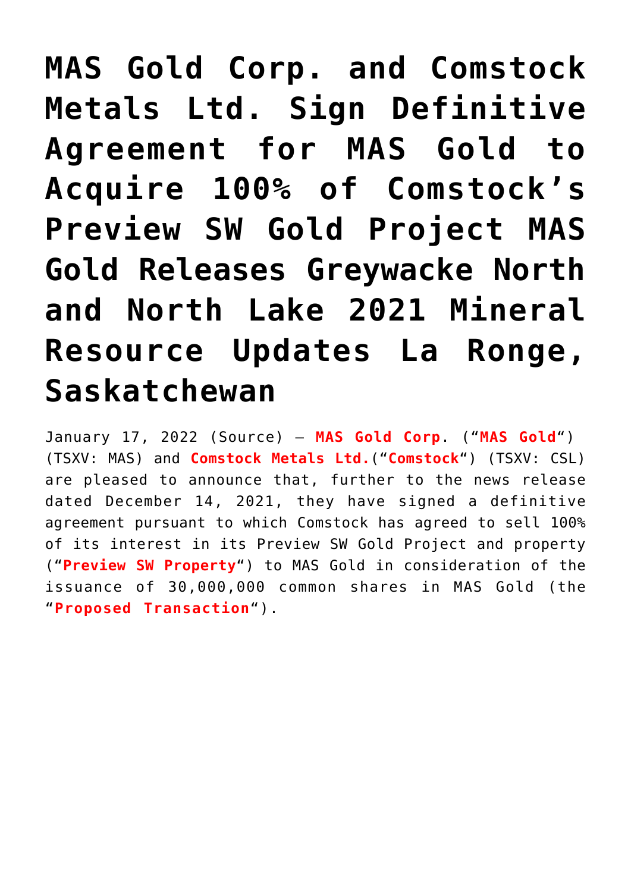# MAS Gold Corp. and Comstock Metals Ltd. Sign Definitive Agreement for MAS Gold to Acquire 100% of Comstock's Preview SW Gold Project MAS Gold Releases Greywacke North and North Lake 2021 Mineral Resource Updates La Ronge, Saskatchewan

January 17, 2022 (Source) – **MAS Gold Corp**. ("**MAS Gold**") (TSXV: MAS) and **Comstock Metals Ltd.**("**Comstock**") (TSXV: CSL) are pleased to announce that, further to the news release dated December 14, 2021, they have signed a definitive agreement pursuant to which Comstock has agreed to sell 100% of its interest in its Preview SW Gold Project and property ("**Preview SW Property**") to MAS Gold in consideration of the issuance of 30,000,000 common shares in MAS Gold (the "**Proposed Transaction**").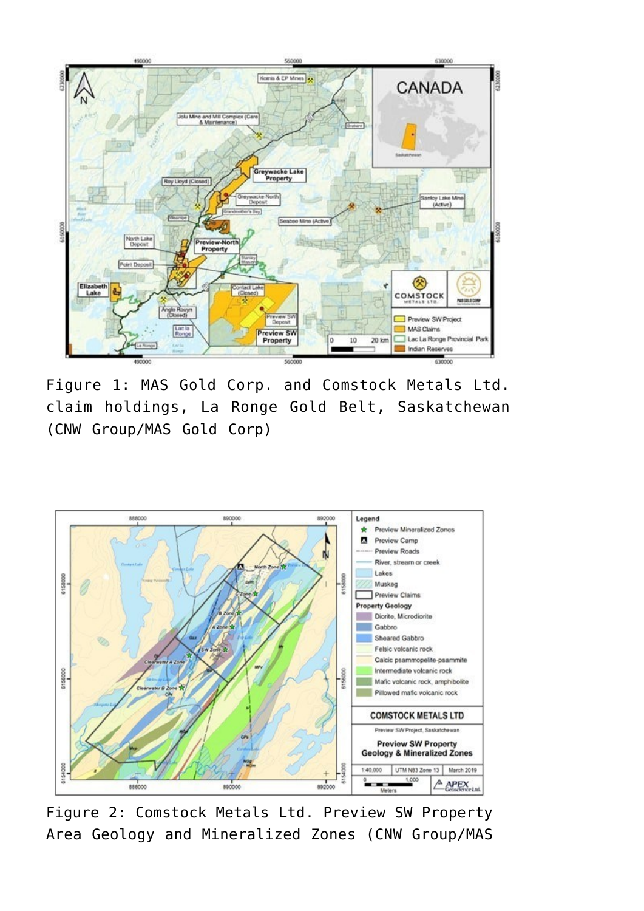Figure 1: MAS Gold Corp. and Comstock Metals Ltd. claim holdings, La Ronge Gold Belt, Saskatchewan (CNW Group/MAS Gold Corp)

Figure 2: Comstock Metals Ltd. Preview SW Property Area Geology and Mineralized Zones (CNW Group/MAS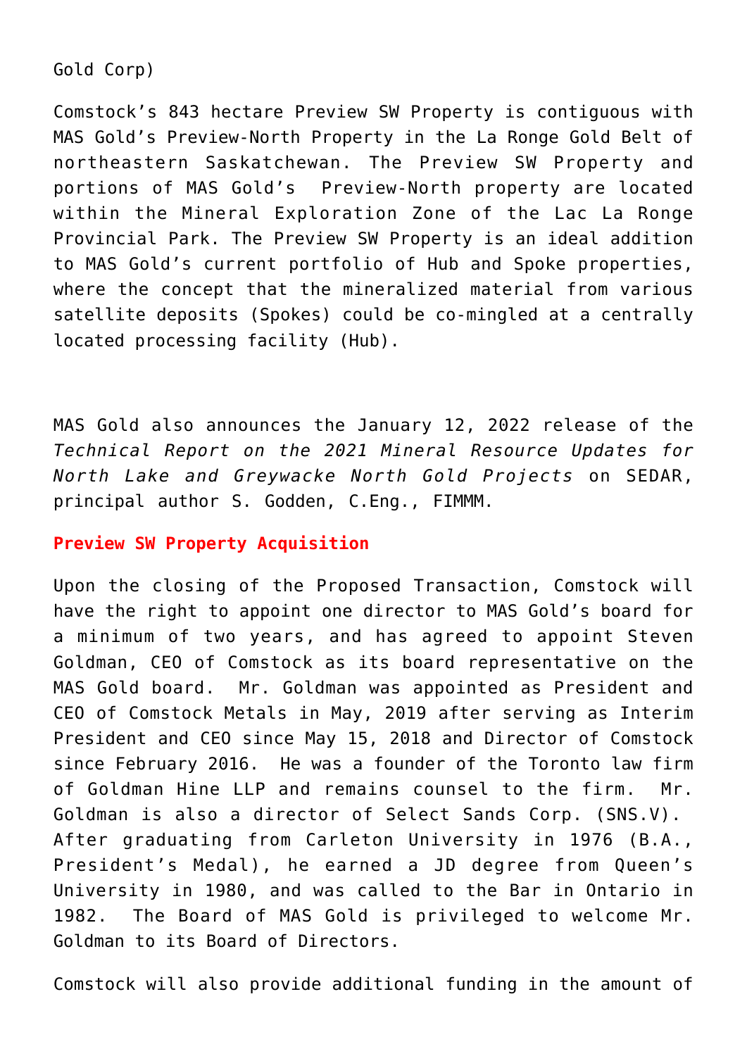Gold Corp)

Comstock’s 843 hectare Preview SW Property is contiguous with MAS Gold’s Preview-North Property in the La Ronge Gold Belt of northeastern Saskatchewan. The Preview SW Property and portions of MAS Gold’s Preview-North property are located within the Mineral Exploration Zone of the Lac La Ronge Provincial Park. The Preview SW Property is an ideal addition to MAS Gold’s current portfolio of Hub and Spoke properties, where the concept that the mineralized material from various satellite deposits (Spokes) could be co-mingled at a centrally located processing facility (Hub).

MAS Gold also announces the January 12, 2022 release of the *Technical Report on the 2021 Mineral Resource Updates for North Lake and Greywacke North Gold Projects* on SEDAR, principal author S. Godden, C.Eng., FIMMM.

**Preview SW Property Acquisition**

Upon the closing of the Proposed Transaction, Comstock will have the right to appoint one director to MAS Gold’s board for a minimum of two years, and has agreed to appoint Steven Goldman, CEO of Comstock as its board representative on the MAS Gold board. Mr. Goldman was appointed as President and CEO of Comstock Metals in May, 2019 after serving as Interim President and CEO since May 15, 2018 and Director of Comstock since February 2016. He was a founder of the Toronto law firm of Goldman Hine LLP and remains counsel to the firm. Mr. Goldman is also a director of Select Sands Corp. (SNS.V). After graduating from Carleton University in 1976 (B.A., President’s Medal), he earned a JD degree from Queen’s University in 1980, and was called to the Bar in Ontario in 1982. The Board of MAS Gold is privileged to welcome Mr. Goldman to its Board of Directors.

Comstock will also provide additional funding in the amount of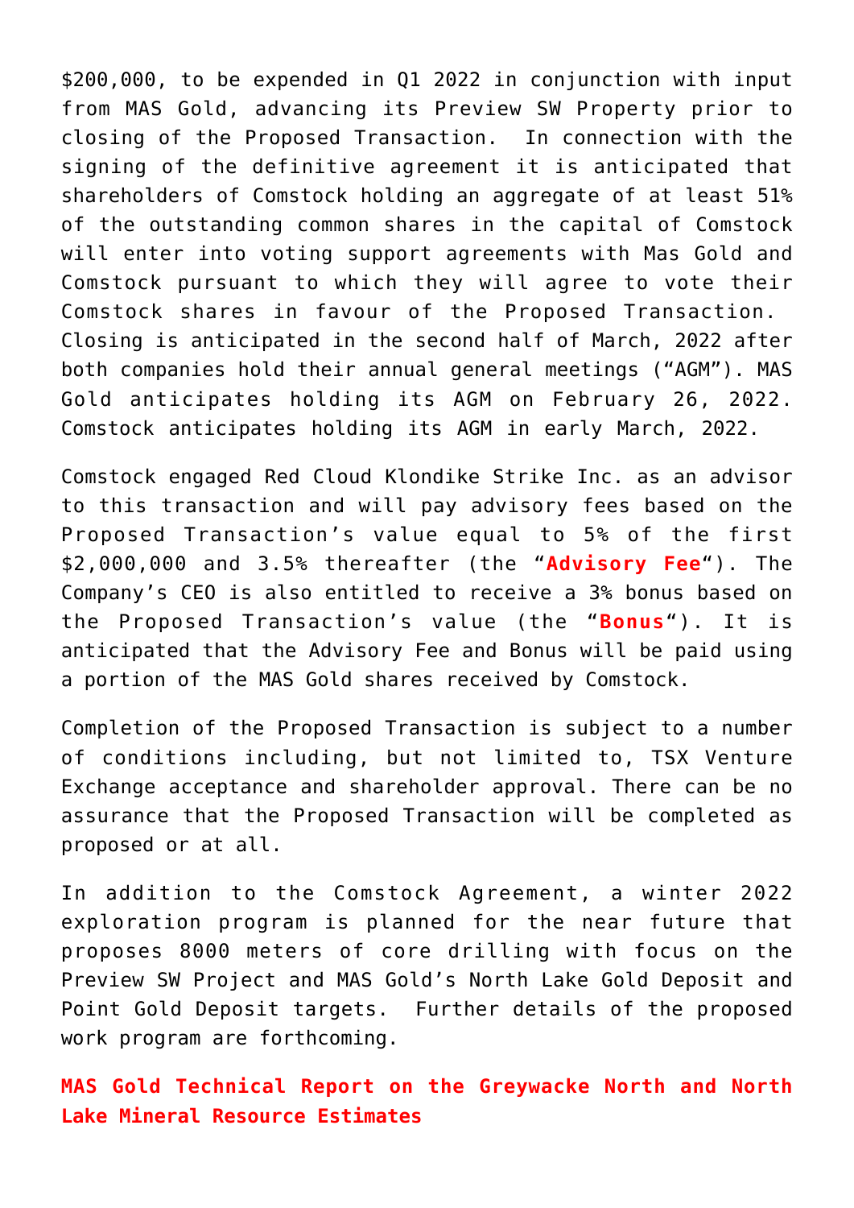$200,000, to be expended in Q1 2022 in conjunction with input from MAS Gold, advancing its Preview SW Property prior to closing of the Proposed Transaction. In connection with the signing of the definitive agreement it is anticipated that shareholders of Comstock holding an aggregate of at least 51% of the outstanding common shares in the capital of Comstock will enter into voting support agreements with Mas Gold and Comstock pursuant to which they will agree to vote their Comstock shares in favour of the Proposed Transaction. Closing is anticipated in the second half of March, 2022 after both companies hold their annual general meetings ("AGM"). MAS Gold anticipates holding its AGM on February 26, 2022. Comstock anticipates holding its AGM in early March, 2022.

Comstock engaged Red Cloud Klondike Strike Inc. as an advisor to this transaction and will pay advisory fees based on the Proposed Transaction's value equal to 5% of the first $2,000,000 and 3.5% thereafter (the "**Advisory Fee**"). The Company's CEO is also entitled to receive a 3% bonus based on the Proposed Transaction's value (the "**Bonus**"). It is anticipated that the Advisory Fee and Bonus will be paid using a portion of the MAS Gold shares received by Comstock.

Completion of the Proposed Transaction is subject to a number of conditions including, but not limited to, TSX Venture Exchange acceptance and shareholder approval. There can be no assurance that the Proposed Transaction will be completed as proposed or at all.

In addition to the Comstock Agreement, a winter 2022 exploration program is planned for the near future that proposes 8000 meters of core drilling with focus on the Preview SW Project and MAS Gold's North Lake Gold Deposit and Point Gold Deposit targets. Further details of the proposed work program are forthcoming.

**MAS Gold Technical Report on the Greywacke North and North Lake Mineral Resource Estimates**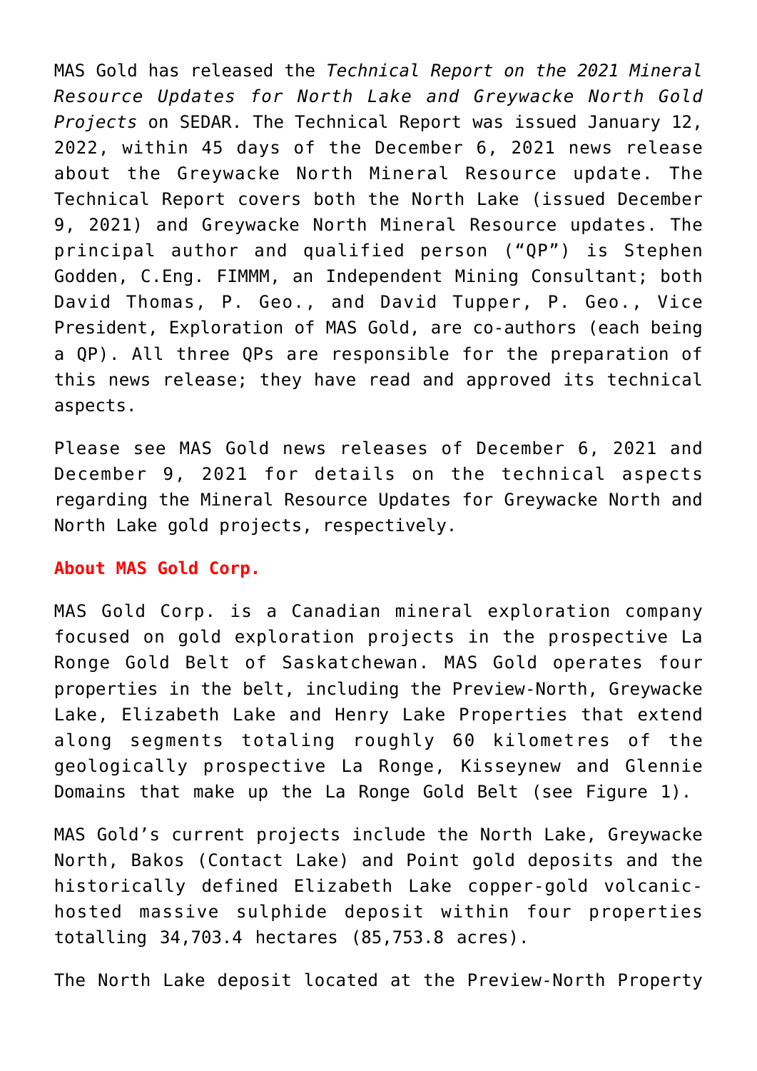MAS Gold has released the *Technical Report on the 2021 Mineral Resource Updates for North Lake and Greywacke North Gold Projects* on SEDAR. The Technical Report was issued January 12, 2022, within 45 days of the December 6, 2021 news release about the Greywacke North Mineral Resource update. The Technical Report covers both the North Lake (issued December 9, 2021) and Greywacke North Mineral Resource updates. The principal author and qualified person ("QP") is Stephen Godden, C.Eng. FIMMM, an Independent Mining Consultant; both David Thomas, P. Geo., and David Tupper, P. Geo., Vice President, Exploration of MAS Gold, are co-authors (each being a QP). All three QPs are responsible for the preparation of this news release; they have read and approved its technical aspects.

Please see MAS Gold news releases of December 6, 2021 and December 9, 2021 for details on the technical aspects regarding the Mineral Resource Updates for Greywacke North and North Lake gold projects, respectively.

**About MAS Gold Corp.**

MAS Gold Corp. is a Canadian mineral exploration company focused on gold exploration projects in the prospective La Ronge Gold Belt of Saskatchewan. MAS Gold operates four properties in the belt, including the Preview-North, Greywacke Lake, Elizabeth Lake and Henry Lake Properties that extend along segments totaling roughly 60 kilometres of the geologically prospective La Ronge, Kisseynew and Glennie Domains that make up the La Ronge Gold Belt (see Figure 1).

MAS Gold's current projects include the North Lake, Greywacke North, Bakos (Contact Lake) and Point gold deposits and the historically defined Elizabeth Lake copper-gold volcanic-hosted massive sulphide deposit within four properties totalling 34,703.4 hectares (85,753.8 acres).

The North Lake deposit located at the Preview-North Property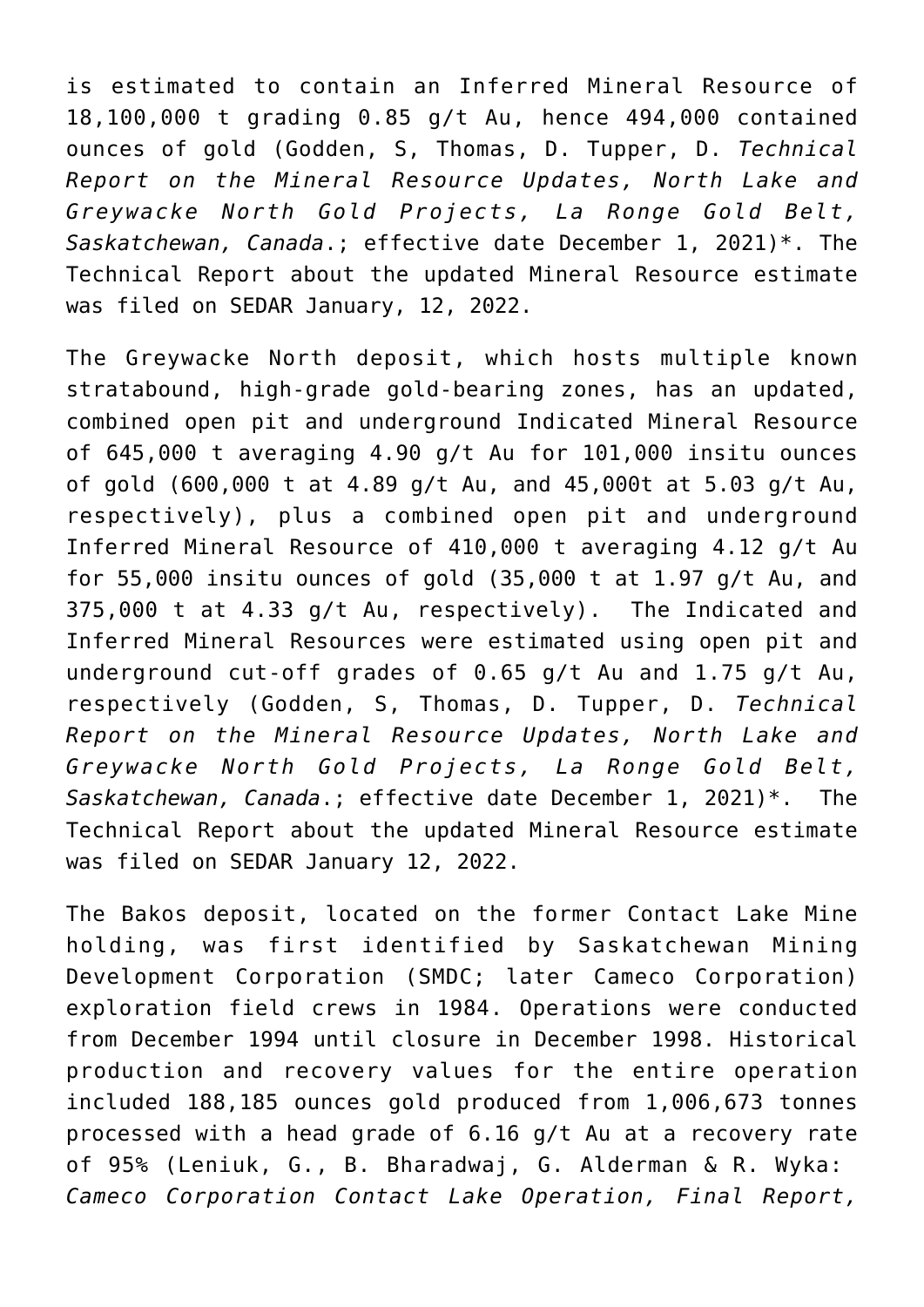is estimated to contain an Inferred Mineral Resource of 18,100,000 t grading 0.85 g/t Au, hence 494,000 contained ounces of gold (Godden, S, Thomas, D. Tupper, D. *Technical Report on the Mineral Resource Updates, North Lake and Greywacke North Gold Projects, La Ronge Gold Belt, Saskatchewan, Canada*.; effective date December 1, 2021)*. The Technical Report about the updated Mineral Resource estimate was filed on SEDAR January, 12, 2022.

The Greywacke North deposit, which hosts multiple known stratabound, high-grade gold-bearing zones, has an updated, combined open pit and underground Indicated Mineral Resource of 645,000 t averaging 4.90 g/t Au for 101,000 insitu ounces of gold (600,000 t at 4.89 g/t Au, and 45,000t at 5.03 g/t Au, respectively), plus a combined open pit and underground Inferred Mineral Resource of 410,000 t averaging 4.12 g/t Au for 55,000 insitu ounces of gold (35,000 t at 1.97 g/t Au, and 375,000 t at 4.33 g/t Au, respectively). The Indicated and Inferred Mineral Resources were estimated using open pit and underground cut-off grades of 0.65 g/t Au and 1.75 g/t Au, respectively (Godden, S, Thomas, D. Tupper, D. *Technical Report on the Mineral Resource Updates, North Lake and Greywacke North Gold Projects, La Ronge Gold Belt, Saskatchewan, Canada*.; effective date December 1, 2021)*. The Technical Report about the updated Mineral Resource estimate was filed on SEDAR January 12, 2022.

The Bakos deposit, located on the former Contact Lake Mine holding, was first identified by Saskatchewan Mining Development Corporation (SMDC; later Cameco Corporation) exploration field crews in 1984. Operations were conducted from December 1994 until closure in December 1998. Historical production and recovery values for the entire operation included 188,185 ounces gold produced from 1,006,673 tonnes processed with a head grade of 6.16 g/t Au at a recovery rate of 95% (Leniuk, G., B. Bharadwaj, G. Alderman & R. Wyka: *Cameco Corporation Contact Lake Operation, Final Report,*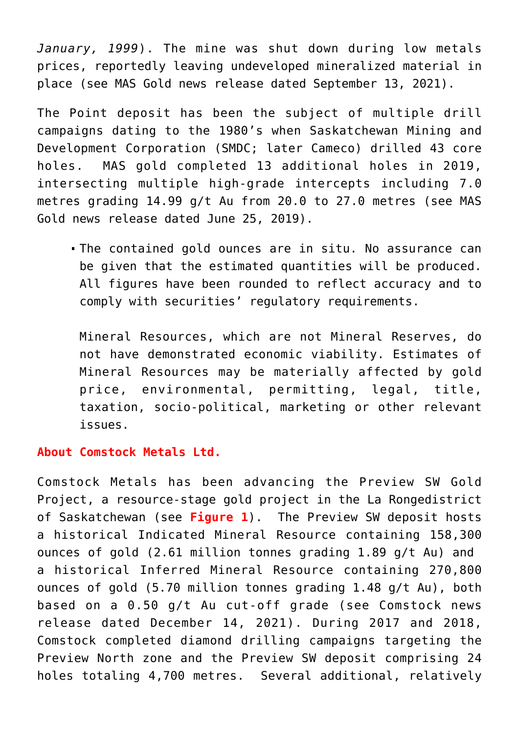*January, 1999*). The mine was shut down during low metals prices, reportedly leaving undeveloped mineralized material in place (see MAS Gold news release dated September 13, 2021).

The Point deposit has been the subject of multiple drill campaigns dating to the 1980's when Saskatchewan Mining and Development Corporation (SMDC; later Cameco) drilled 43 core holes. MAS gold completed 13 additional holes in 2019, intersecting multiple high-grade intercepts including 7.0 metres grading 14.99 g/t Au from 20.0 to 27.0 metres (see MAS Gold news release dated June 25, 2019).

- The contained gold ounces are in situ. No assurance can be given that the estimated quantities will be produced. All figures have been rounded to reflect accuracy and to comply with securities' regulatory requirements.

  Mineral Resources, which are not Mineral Reserves, do not have demonstrated economic viability. Estimates of Mineral Resources may be materially affected by gold price, environmental, permitting, legal, title, taxation, socio-political, marketing or other relevant issues.

**About Comstock Metals Ltd.**

Comstock Metals has been advancing the Preview SW Gold Project, a resource-stage gold project in the La Rongedistrict of Saskatchewan (see **Figure 1**). The Preview SW deposit hosts a historical Indicated Mineral Resource containing 158,300 ounces of gold (2.61 million tonnes grading 1.89 g/t Au) and a historical Inferred Mineral Resource containing 270,800 ounces of gold (5.70 million tonnes grading 1.48 g/t Au), both based on a 0.50 g/t Au cut-off grade (see Comstock news release dated December 14, 2021). During 2017 and 2018, Comstock completed diamond drilling campaigns targeting the Preview North zone and the Preview SW deposit comprising 24 holes totaling 4,700 metres. Several additional, relatively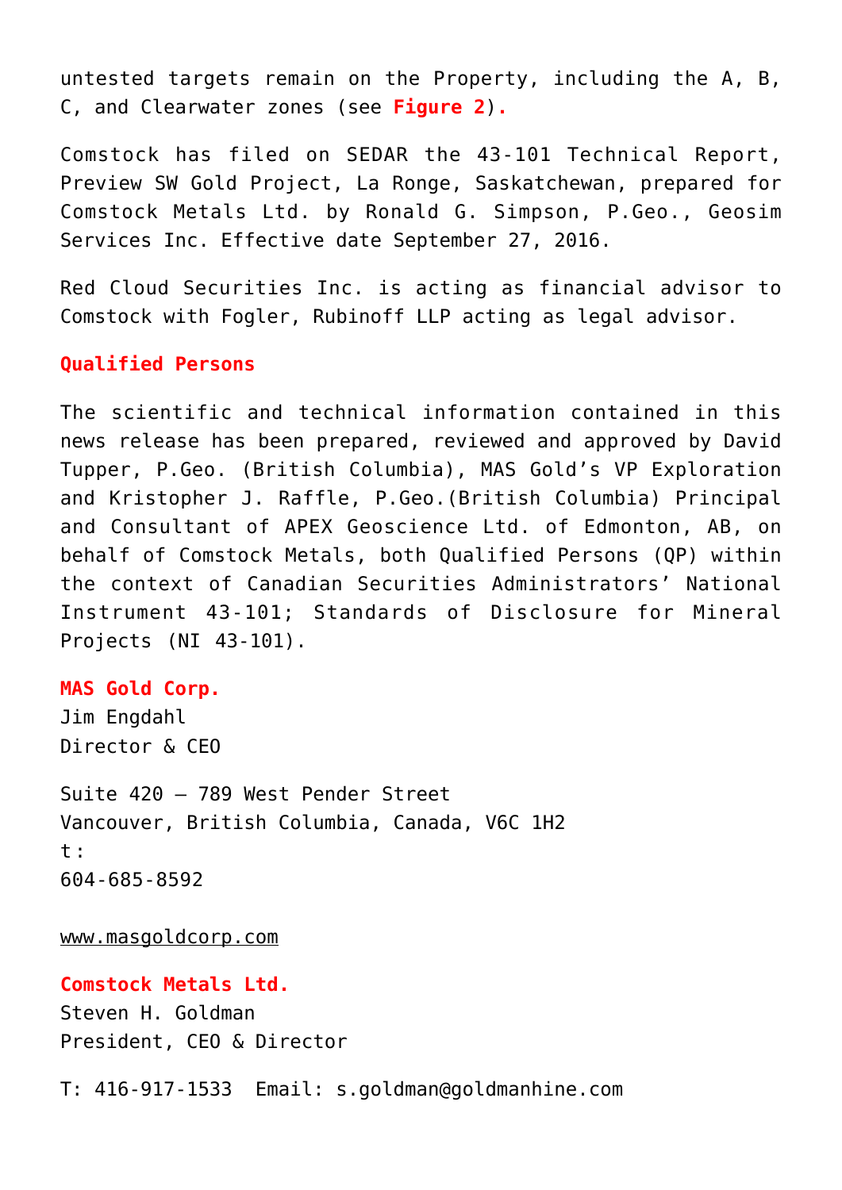untested targets remain on the Property, including the A, B, C, and Clearwater zones (see **Figure 2**).

Comstock has filed on SEDAR the 43-101 Technical Report, Preview SW Gold Project, La Ronge, Saskatchewan, prepared for Comstock Metals Ltd. by Ronald G. Simpson, P.Geo., Geosim Services Inc. Effective date September 27, 2016.

Red Cloud Securities Inc. is acting as financial advisor to Comstock with Fogler, Rubinoff LLP acting as legal advisor.

**Qualified Persons**

The scientific and technical information contained in this news release has been prepared, reviewed and approved by David Tupper, P.Geo. (British Columbia), MAS Gold's VP Exploration and Kristopher J. Raffle, P.Geo.(British Columbia) Principal and Consultant of APEX Geoscience Ltd. of Edmonton, AB, on behalf of Comstock Metals, both Qualified Persons (QP) within the context of Canadian Securities Administrators' National Instrument 43-101; Standards of Disclosure for Mineral Projects (NI 43-101).

**MAS Gold Corp.**
Jim Engdahl
Director & CEO

Suite 420 – 789 West Pender Street
Vancouver, British Columbia, Canada, V6C 1H2
t:
604-685-8592

www.masgoldcorp.com

**Comstock Metals Ltd.**
Steven H. Goldman
President, CEO & Director

T: 416-917-1533  Email: s.goldman@goldmanhine.com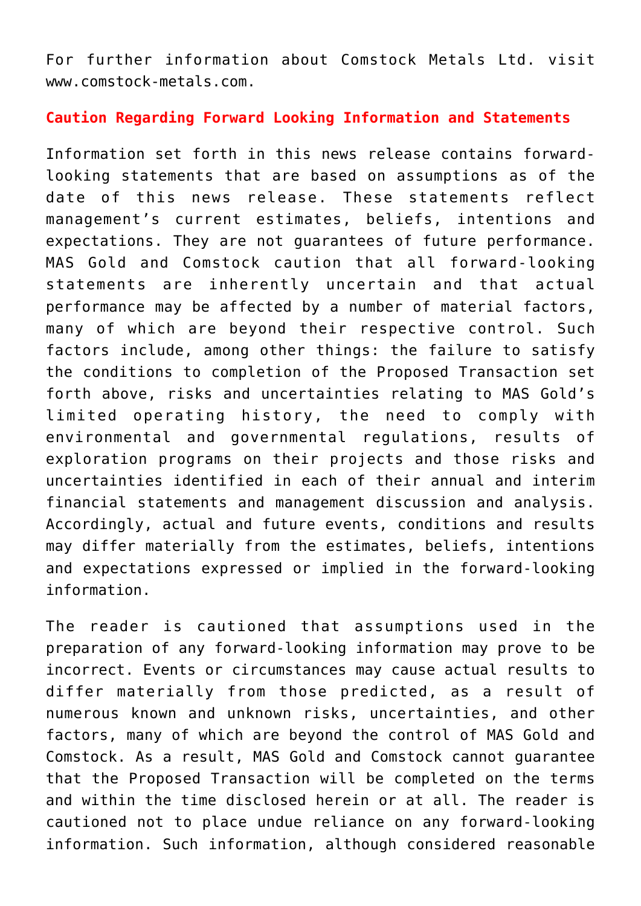For further information about Comstock Metals Ltd. visit www.comstock-metals.com.

**Caution Regarding Forward Looking Information and Statements**

Information set forth in this news release contains forward-looking statements that are based on assumptions as of the date of this news release. These statements reflect management's current estimates, beliefs, intentions and expectations. They are not guarantees of future performance. MAS Gold and Comstock caution that all forward-looking statements are inherently uncertain and that actual performance may be affected by a number of material factors, many of which are beyond their respective control. Such factors include, among other things: the failure to satisfy the conditions to completion of the Proposed Transaction set forth above, risks and uncertainties relating to MAS Gold's limited operating history, the need to comply with environmental and governmental regulations, results of exploration programs on their projects and those risks and uncertainties identified in each of their annual and interim financial statements and management discussion and analysis. Accordingly, actual and future events, conditions and results may differ materially from the estimates, beliefs, intentions and expectations expressed or implied in the forward-looking information.

The reader is cautioned that assumptions used in the preparation of any forward-looking information may prove to be incorrect. Events or circumstances may cause actual results to differ materially from those predicted, as a result of numerous known and unknown risks, uncertainties, and other factors, many of which are beyond the control of MAS Gold and Comstock. As a result, MAS Gold and Comstock cannot guarantee that the Proposed Transaction will be completed on the terms and within the time disclosed herein or at all. The reader is cautioned not to place undue reliance on any forward-looking information. Such information, although considered reasonable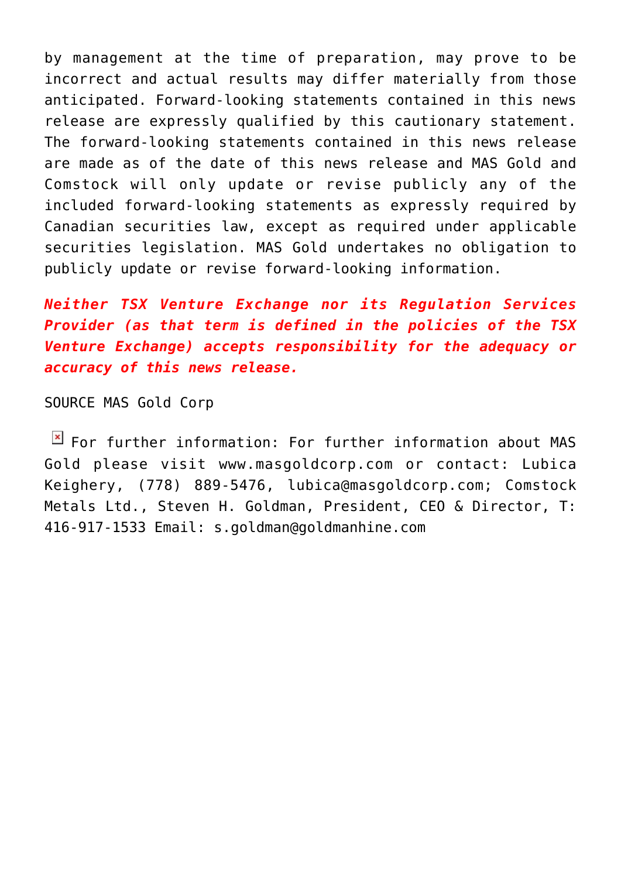by management at the time of preparation, may prove to be incorrect and actual results may differ materially from those anticipated. Forward-looking statements contained in this news release are expressly qualified by this cautionary statement. The forward-looking statements contained in this news release are made as of the date of this news release and MAS Gold and Comstock will only update or revise publicly any of the included forward-looking statements as expressly required by Canadian securities law, except as required under applicable securities legislation. MAS Gold undertakes no obligation to publicly update or revise forward-looking information.

***Neither TSX Venture Exchange nor its Regulation Services Provider (as that term is defined in the policies of the TSX Venture Exchange) accepts responsibility for the adequacy or accuracy of this news release.***

SOURCE MAS Gold Corp

For further information: For further information about MAS Gold please visit www.masgoldcorp.com or contact: Lubica Keighery, (778) 889-5476, lubica@masgoldcorp.com; Comstock Metals Ltd., Steven H. Goldman, President, CEO & Director, T: 416-917-1533 Email: s.goldman@goldmanhine.com